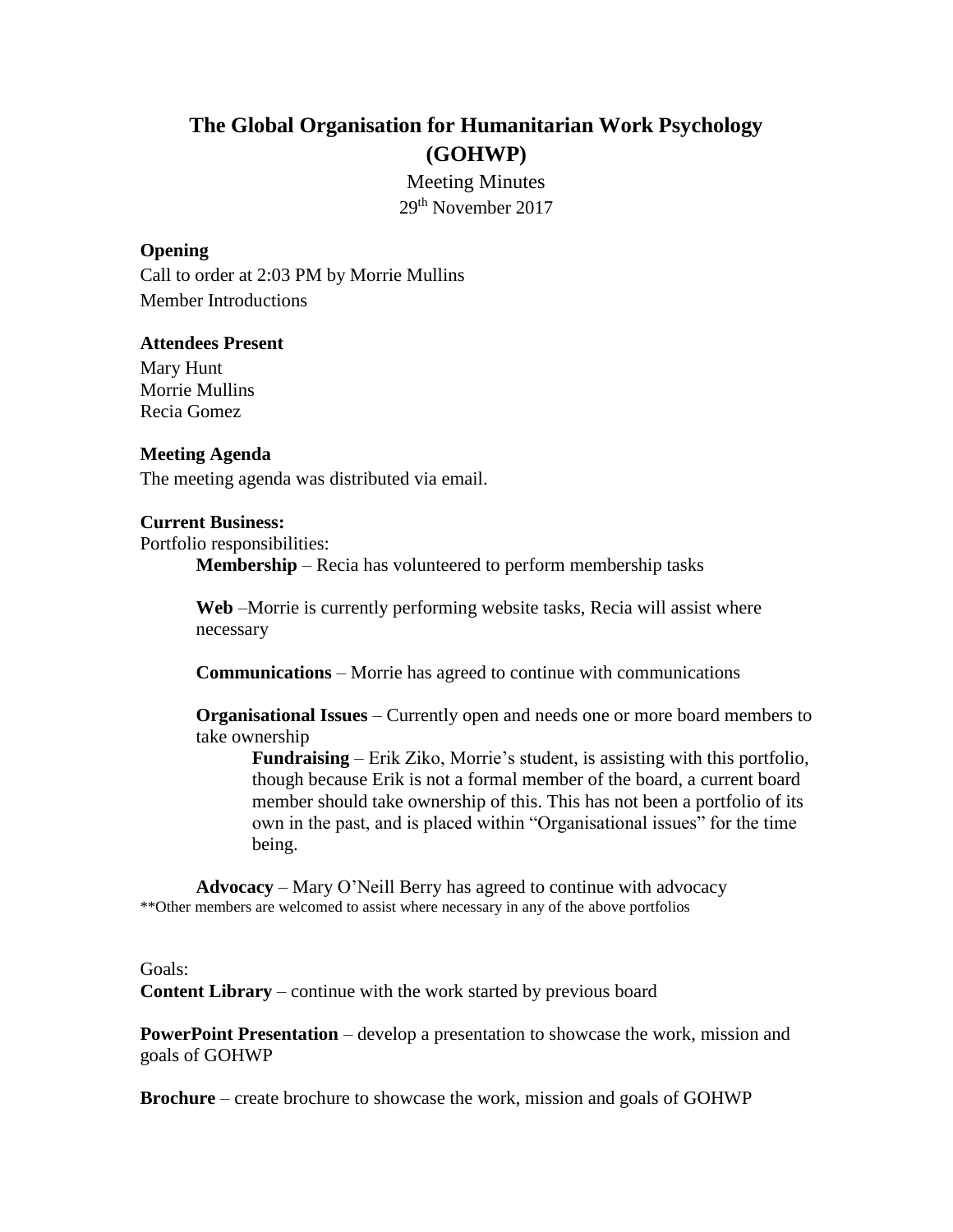# The Global Organisation for Humanitarian Work Psychology (GOHWP)

Meeting Minutes

29th November 2017

**Opening**

Call to order at 2:03 PM by Morrie Mullins

Member Introductions

**Attendees Present**

Mary Hunt

Morrie Mullins

Recia Gomez

**Meeting Agenda**

The meeting agenda was distributed via email.

**Current Business:**

Portfolio responsibilities:

- **Membership** – Recia has volunteered to perform membership tasks

- **Web** –Morrie is currently performing website tasks, Recia will assist where necessary

- **Communications** – Morrie has agreed to continue with communications

- **Organisational Issues** – Currently open and needs one or more board members to take ownership
    - **Fundraising** – Erik Ziko, Morrie's student, is assisting with this portfolio, though because Erik is not a formal member of the board, a current board member should take ownership of this. This has not been a portfolio of its own in the past, and is placed within "Organisational issues" for the time being.

- **Advocacy** – Mary O'Neill Berry has agreed to continue with advocacy

**Other members are welcomed to assist where necessary in any of the above portfolios

Goals:

**Content Library** – continue with the work started by previous board

**PowerPoint Presentation** – develop a presentation to showcase the work, mission and goals of GOHWP

**Brochure** – create brochure to showcase the work, mission and goals of GOHWP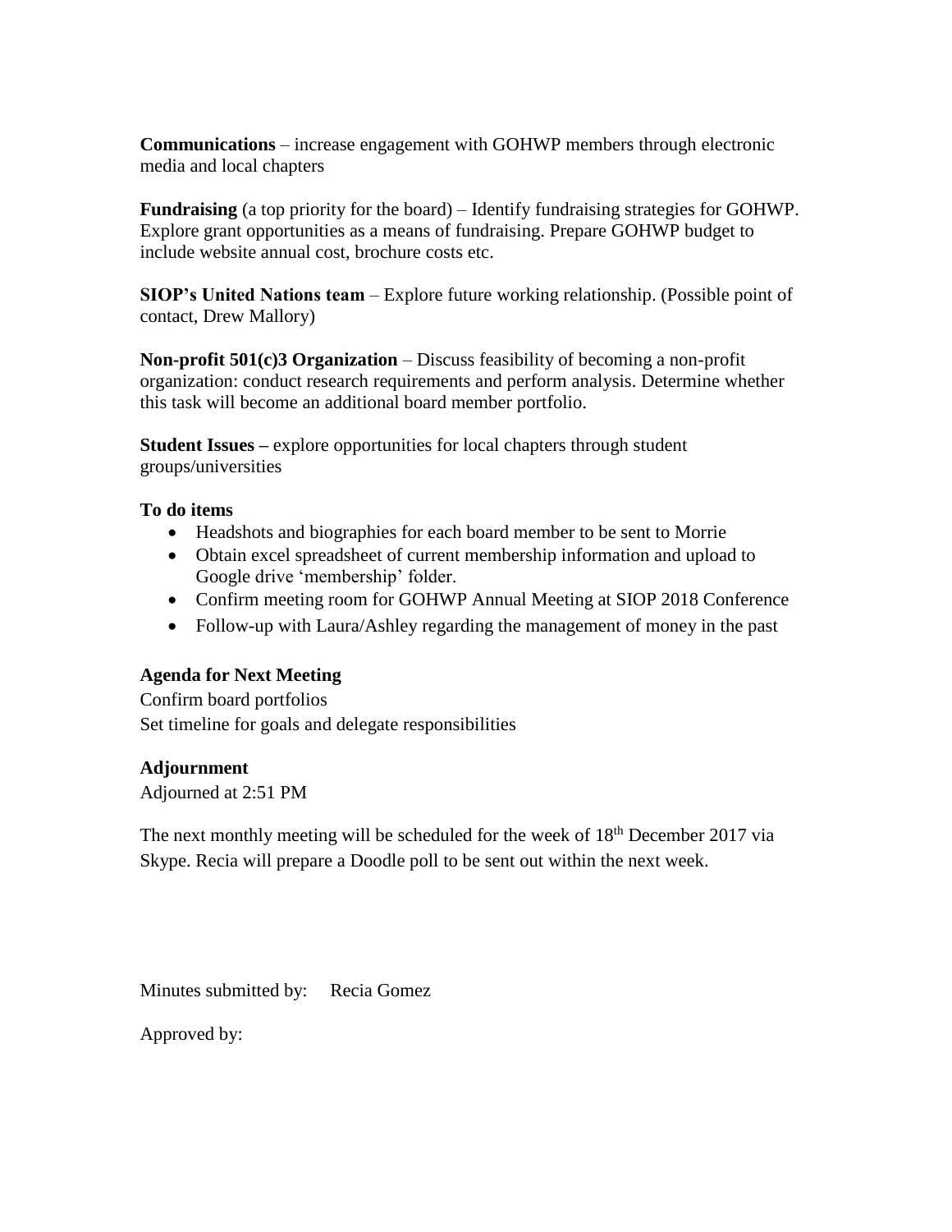**Communications** – increase engagement with GOHWP members through electronic media and local chapters

**Fundraising** (a top priority for the board) – Identify fundraising strategies for GOHWP. Explore grant opportunities as a means of fundraising. Prepare GOHWP budget to include website annual cost, brochure costs etc.

**SIOP's United Nations team** – Explore future working relationship. (Possible point of contact, Drew Mallory)

**Non-profit 501(c)3 Organization** – Discuss feasibility of becoming a non-profit organization: conduct research requirements and perform analysis. Determine whether this task will become an additional board member portfolio.

**Student Issues –** explore opportunities for local chapters through student groups/universities

**To do items**

- Headshots and biographies for each board member to be sent to Morrie
- Obtain excel spreadsheet of current membership information and upload to Google drive 'membership' folder.
- Confirm meeting room for GOHWP Annual Meeting at SIOP 2018 Conference
- Follow-up with Laura/Ashley regarding the management of money in the past

**Agenda for Next Meeting**

Confirm board portfolios
Set timeline for goals and delegate responsibilities

**Adjournment**

Adjourned at 2:51 PM

The next monthly meeting will be scheduled for the week of 18th December 2017 via Skype. Recia will prepare a Doodle poll to be sent out within the next week.

Minutes submitted by: Recia Gomez

Approved by: